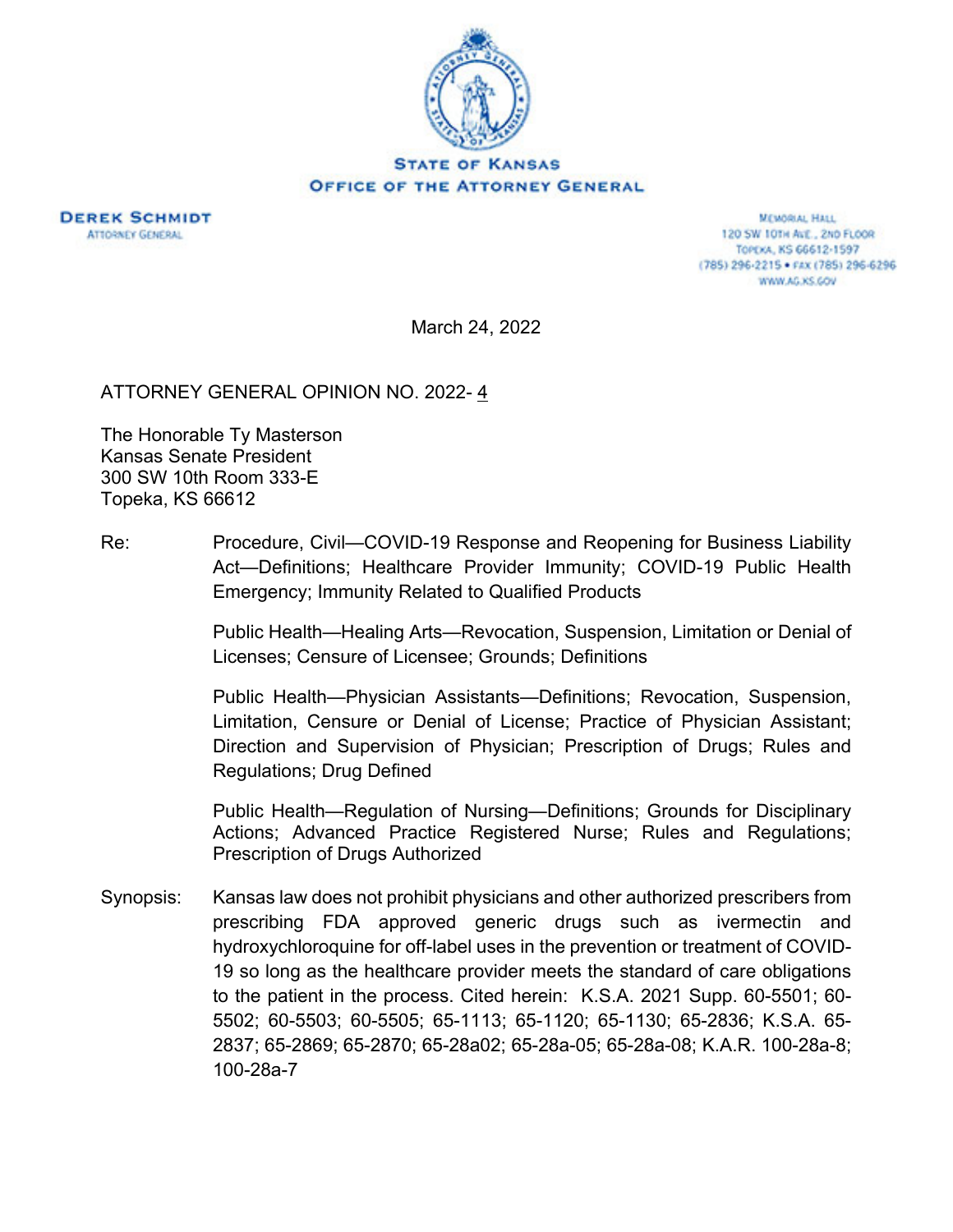**STATE OF KANSAS**
**OFFICE OF THE ATTORNEY GENERAL**

**DEREK SCHMIDT**
ATTORNEY GENERAL

MEMORIAL HALL
120 SW 10TH AVE., 2ND FLOOR
TOPEKA, KS 66612-1597
(785) 296-2215 • FAX (785) 296-6296
WWW.AG.KS.GOV

March 24, 2022

ATTORNEY GENERAL OPINION NO. 2022- 4

The Honorable Ty Masterson
Kansas Senate President
300 SW 10th Room 333-E
Topeka, KS 66612

Re: Procedure, Civil—COVID-19 Response and Reopening for Business Liability Act—Definitions; Healthcare Provider Immunity; COVID-19 Public Health Emergency; Immunity Related to Qualified Products

Public Health—Healing Arts—Revocation, Suspension, Limitation or Denial of Licenses; Censure of Licensee; Grounds; Definitions

Public Health—Physician Assistants—Definitions; Revocation, Suspension, Limitation, Censure or Denial of License; Practice of Physician Assistant; Direction and Supervision of Physician; Prescription of Drugs; Rules and Regulations; Drug Defined

Public Health—Regulation of Nursing—Definitions; Grounds for Disciplinary Actions; Advanced Practice Registered Nurse; Rules and Regulations; Prescription of Drugs Authorized

Synopsis: Kansas law does not prohibit physicians and other authorized prescribers from prescribing FDA approved generic drugs such as ivermectin and hydroxychloroquine for off-label uses in the prevention or treatment of COVID-19 so long as the healthcare provider meets the standard of care obligations to the patient in the process. Cited herein: K.S.A. 2021 Supp. 60-5501; 60-5502; 60-5503; 60-5505; 65-1113; 65-1120; 65-1130; 65-2836; K.S.A. 65-2837; 65-2869; 65-2870; 65-28a02; 65-28a-05; 65-28a-08; K.A.R. 100-28a-8; 100-28a-7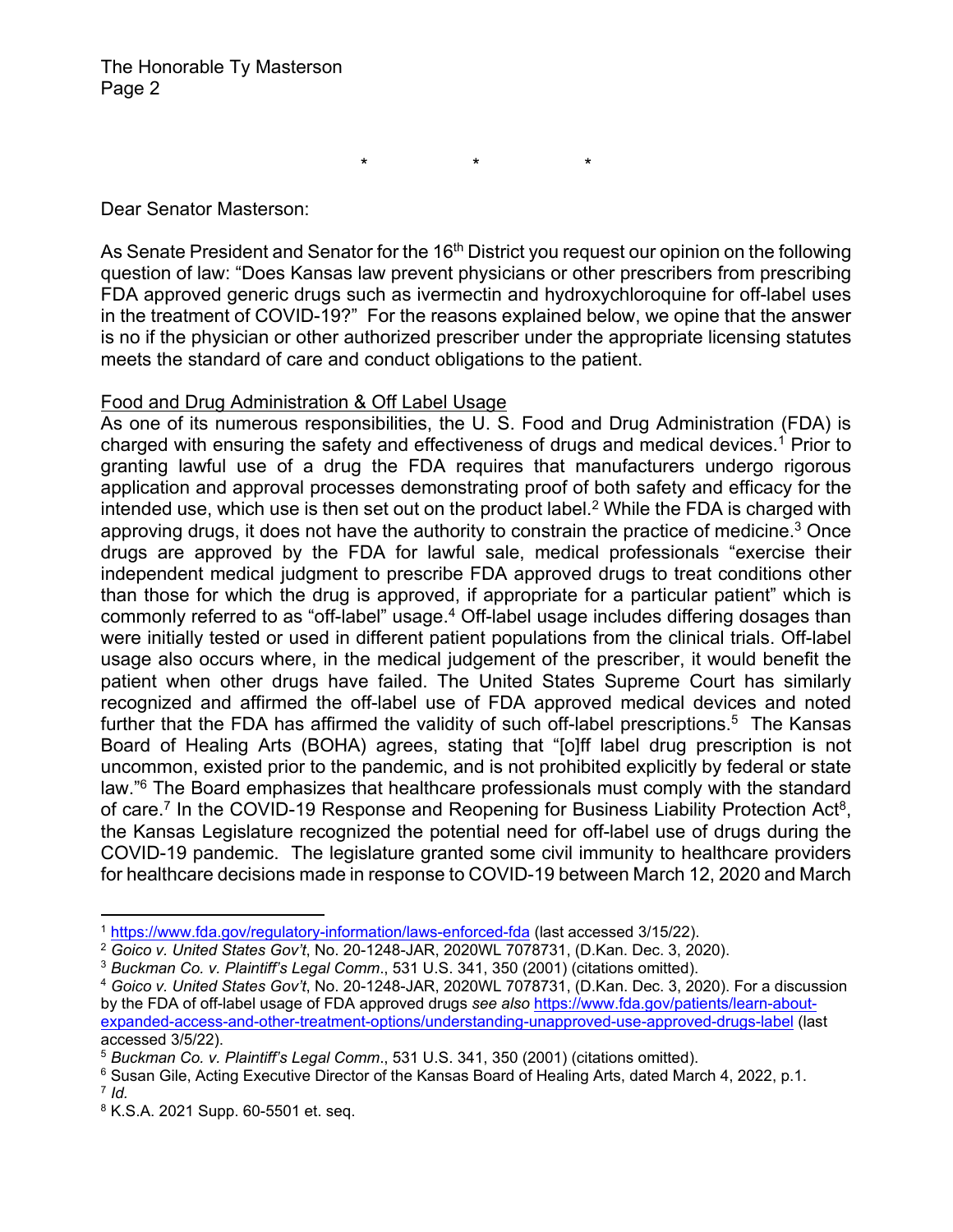\*　　　　\*　　　　\*

Dear Senator Masterson:

As Senate President and Senator for the 16th District you request our opinion on the following question of law: "Does Kansas law prevent physicians or other prescribers from prescribing FDA approved generic drugs such as ivermectin and hydroxychloroquine for off-label uses in the treatment of COVID-19?" For the reasons explained below, we opine that the answer is no if the physician or other authorized prescriber under the appropriate licensing statutes meets the standard of care and conduct obligations to the patient.

<u>Food and Drug Administration & Off Label Usage</u>

As one of its numerous responsibilities, the U. S. Food and Drug Administration (FDA) is charged with ensuring the safety and effectiveness of drugs and medical devices.[1] Prior to granting lawful use of a drug the FDA requires that manufacturers undergo rigorous application and approval processes demonstrating proof of both safety and efficacy for the intended use, which use is then set out on the product label.[2] While the FDA is charged with approving drugs, it does not have the authority to constrain the practice of medicine.[3] Once drugs are approved by the FDA for lawful sale, medical professionals "exercise their independent medical judgment to prescribe FDA approved drugs to treat conditions other than those for which the drug is approved, if appropriate for a particular patient" which is commonly referred to as "off-label" usage.[4] Off-label usage includes differing dosages than were initially tested or used in different patient populations from the clinical trials. Off-label usage also occurs where, in the medical judgement of the prescriber, it would benefit the patient when other drugs have failed. The United States Supreme Court has similarly recognized and affirmed the off-label use of FDA approved medical devices and noted further that the FDA has affirmed the validity of such off-label prescriptions.[5] The Kansas Board of Healing Arts (BOHA) agrees, stating that "[o]ff label drug prescription is not uncommon, existed prior to the pandemic, and is not prohibited explicitly by federal or state law."[6] The Board emphasizes that healthcare professionals must comply with the standard of care.[7] In the COVID-19 Response and Reopening for Business Liability Protection Act[8], the Kansas Legislature recognized the potential need for off-label use of drugs during the COVID-19 pandemic. The legislature granted some civil immunity to healthcare providers for healthcare decisions made in response to COVID-19 between March 12, 2020 and March

---

[1] https://www.fda.gov/regulatory-information/laws-enforced-fda (last accessed 3/15/22).

[2] *Goico v. United States Gov't*, No. 20-1248-JAR, 2020WL 7078731, (D.Kan. Dec. 3, 2020).

[3] *Buckman Co. v. Plaintiff's Legal Comm*., 531 U.S. 341, 350 (2001) (citations omitted).

[4] *Goico v. United States Gov't*, No. 20-1248-JAR, 2020WL 7078731, (D.Kan. Dec. 3, 2020). For a discussion by the FDA of off-label usage of FDA approved drugs *see also* https://www.fda.gov/patients/learn-about-expanded-access-and-other-treatment-options/understanding-unapproved-use-approved-drugs-label (last accessed 3/5/22).

[5] *Buckman Co. v. Plaintiff's Legal Comm*., 531 U.S. 341, 350 (2001) (citations omitted).

[6] Susan Gile, Acting Executive Director of the Kansas Board of Healing Arts, dated March 4, 2022, p.1.

[7] *Id.*

[8] K.S.A. 2021 Supp. 60-5501 et. seq.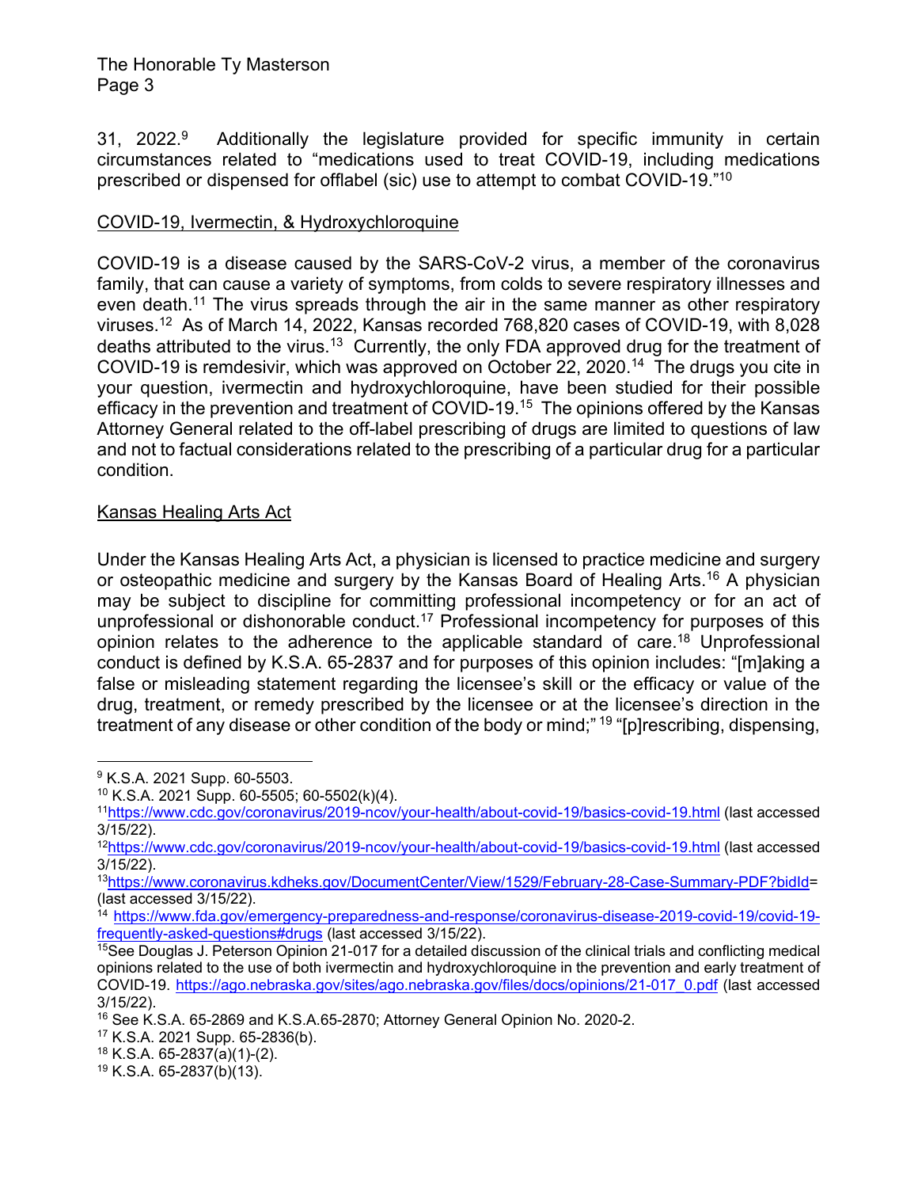31, 2022.[9] Additionally the legislature provided for specific immunity in certain circumstances related to "medications used to treat COVID-19, including medications prescribed or dispensed for offlabel (sic) use to attempt to combat COVID-19."[10]

## COVID-19, Ivermectin, & Hydroxychloroquine

COVID-19 is a disease caused by the SARS-CoV-2 virus, a member of the coronavirus family, that can cause a variety of symptoms, from colds to severe respiratory illnesses and even death.[11] The virus spreads through the air in the same manner as other respiratory viruses.[12] As of March 14, 2022, Kansas recorded 768,820 cases of COVID-19, with 8,028 deaths attributed to the virus.[13] Currently, the only FDA approved drug for the treatment of COVID-19 is remdesivir, which was approved on October 22, 2020.[14] The drugs you cite in your question, ivermectin and hydroxychloroquine, have been studied for their possible efficacy in the prevention and treatment of COVID-19.[15] The opinions offered by the Kansas Attorney General related to the off-label prescribing of drugs are limited to questions of law and not to factual considerations related to the prescribing of a particular drug for a particular condition.

## Kansas Healing Arts Act

Under the Kansas Healing Arts Act, a physician is licensed to practice medicine and surgery or osteopathic medicine and surgery by the Kansas Board of Healing Arts.[16] A physician may be subject to discipline for committing professional incompetency or for an act of unprofessional or dishonorable conduct.[17] Professional incompetency for purposes of this opinion relates to the adherence to the applicable standard of care.[18] Unprofessional conduct is defined by K.S.A. 65-2837 and for purposes of this opinion includes: "[m]aking a false or misleading statement regarding the licensee's skill or the efficacy or value of the drug, treatment, or remedy prescribed by the licensee or at the licensee's direction in the treatment of any disease or other condition of the body or mind;"[19] "[p]rescribing, dispensing,

---

[9] K.S.A. 2021 Supp. 60-5503.

[10] K.S.A. 2021 Supp. 60-5505; 60-5502(k)(4).

[11] https://www.cdc.gov/coronavirus/2019-ncov/your-health/about-covid-19/basics-covid-19.html (last accessed 3/15/22).

[12] https://www.cdc.gov/coronavirus/2019-ncov/your-health/about-covid-19/basics-covid-19.html (last accessed 3/15/22).

[13] https://www.coronavirus.kdheks.gov/DocumentCenter/View/1529/February-28-Case-Summary-PDF?bidId= (last accessed 3/15/22).

[14] https://www.fda.gov/emergency-preparedness-and-response/coronavirus-disease-2019-covid-19/covid-19-frequently-asked-questions#drugs (last accessed 3/15/22).

[15] See Douglas J. Peterson Opinion 21-017 for a detailed discussion of the clinical trials and conflicting medical opinions related to the use of both ivermectin and hydroxychloroquine in the prevention and early treatment of COVID-19. https://ago.nebraska.gov/sites/ago.nebraska.gov/files/docs/opinions/21-017_0.pdf (last accessed 3/15/22).

[16] See K.S.A. 65-2869 and K.S.A.65-2870; Attorney General Opinion No. 2020-2.

[17] K.S.A. 2021 Supp. 65-2836(b).

[18] K.S.A. 65-2837(a)(1)-(2).

[19] K.S.A. 65-2837(b)(13).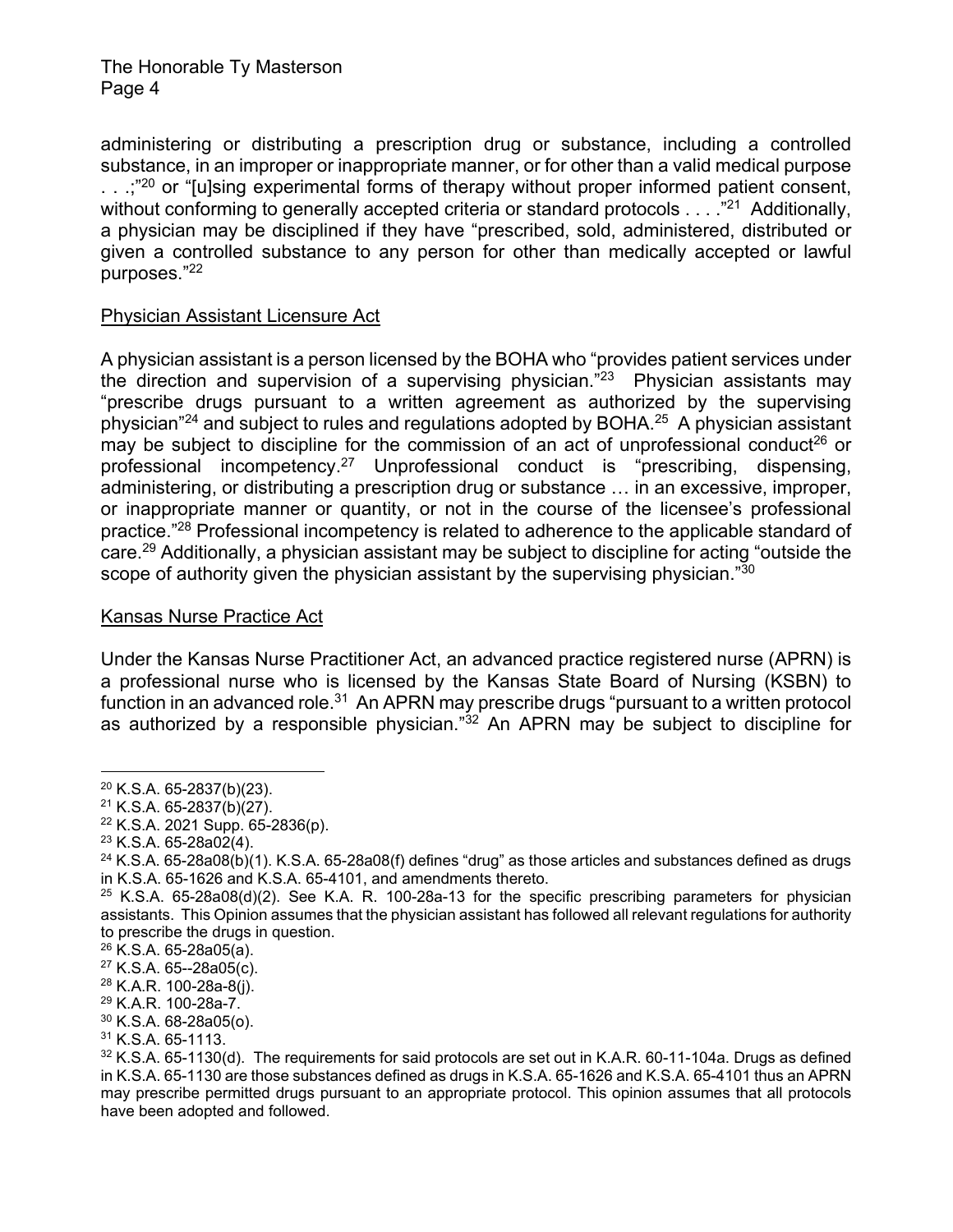administering or distributing a prescription drug or substance, including a controlled substance, in an improper or inappropriate manner, or for other than a valid medical purpose . . .;"[20] or "[u]sing experimental forms of therapy without proper informed patient consent, without conforming to generally accepted criteria or standard protocols . . . ."[21] Additionally, a physician may be disciplined if they have "prescribed, sold, administered, distributed or given a controlled substance to any person for other than medically accepted or lawful purposes."[22]

## Physician Assistant Licensure Act

A physician assistant is a person licensed by the BOHA who "provides patient services under the direction and supervision of a supervising physician."[23] Physician assistants may "prescribe drugs pursuant to a written agreement as authorized by the supervising physician"[24] and subject to rules and regulations adopted by BOHA.[25] A physician assistant may be subject to discipline for the commission of an act of unprofessional conduct[26] or professional incompetency.[27] Unprofessional conduct is "prescribing, dispensing, administering, or distributing a prescription drug or substance … in an excessive, improper, or inappropriate manner or quantity, or not in the course of the licensee's professional practice."[28] Professional incompetency is related to adherence to the applicable standard of care.[29] Additionally, a physician assistant may be subject to discipline for acting "outside the scope of authority given the physician assistant by the supervising physician."[30]

## Kansas Nurse Practice Act

Under the Kansas Nurse Practitioner Act, an advanced practice registered nurse (APRN) is a professional nurse who is licensed by the Kansas State Board of Nursing (KSBN) to function in an advanced role.[31] An APRN may prescribe drugs "pursuant to a written protocol as authorized by a responsible physician."[32] An APRN may be subject to discipline for

---

[20] K.S.A. 65-2837(b)(23).
[21] K.S.A. 65-2837(b)(27).
[22] K.S.A. 2021 Supp. 65-2836(p).
[23] K.S.A. 65-28a02(4).
[24] K.S.A. 65-28a08(b)(1). K.S.A. 65-28a08(f) defines "drug" as those articles and substances defined as drugs in K.S.A. 65-1626 and K.S.A. 65-4101, and amendments thereto.
[25] K.S.A. 65-28a08(d)(2). See K.A. R. 100-28a-13 for the specific prescribing parameters for physician assistants. This Opinion assumes that the physician assistant has followed all relevant regulations for authority to prescribe the drugs in question.
[26] K.S.A. 65-28a05(a).
[27] K.S.A. 65--28a05(c).
[28] K.A.R. 100-28a-8(j).
[29] K.A.R. 100-28a-7.
[30] K.S.A. 68-28a05(o).
[31] K.S.A. 65-1113.
[32] K.S.A. 65-1130(d). The requirements for said protocols are set out in K.A.R. 60-11-104a. Drugs as defined in K.S.A. 65-1130 are those substances defined as drugs in K.S.A. 65-1626 and K.S.A. 65-4101 thus an APRN may prescribe permitted drugs pursuant to an appropriate protocol. This opinion assumes that all protocols have been adopted and followed.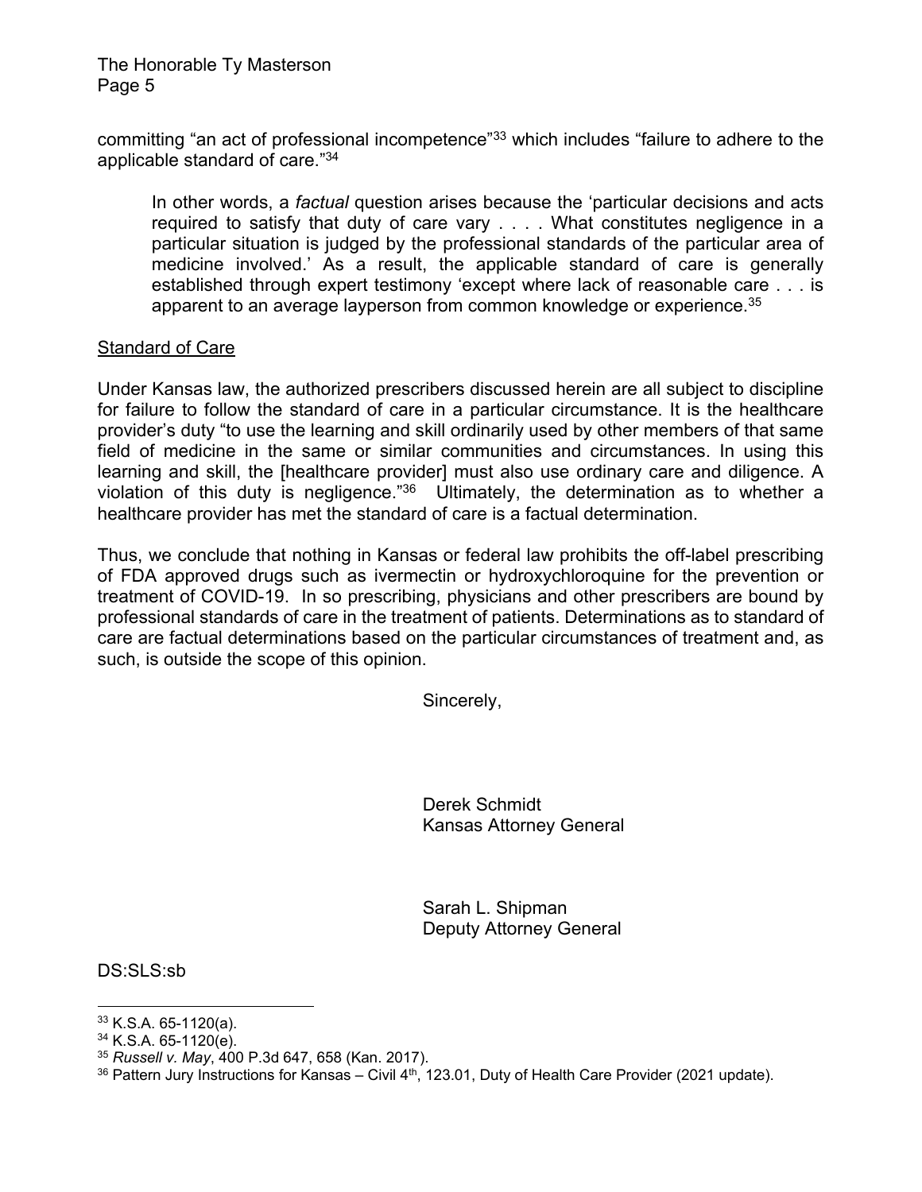committing "an act of professional incompetence"[33] which includes "failure to adhere to the applicable standard of care."[34]

> In other words, a *factual* question arises because the 'particular decisions and acts required to satisfy that duty of care vary . . . . What constitutes negligence in a particular situation is judged by the professional standards of the particular area of medicine involved.' As a result, the applicable standard of care is generally established through expert testimony 'except where lack of reasonable care . . . is apparent to an average layperson from common knowledge or experience.[35]

<u>Standard of Care</u>

Under Kansas law, the authorized prescribers discussed herein are all subject to discipline for failure to follow the standard of care in a particular circumstance. It is the healthcare provider's duty "to use the learning and skill ordinarily used by other members of that same field of medicine in the same or similar communities and circumstances. In using this learning and skill, the [healthcare provider] must also use ordinary care and diligence. A violation of this duty is negligence."[36] Ultimately, the determination as to whether a healthcare provider has met the standard of care is a factual determination.

Thus, we conclude that nothing in Kansas or federal law prohibits the off-label prescribing of FDA approved drugs such as ivermectin or hydroxychloroquine for the prevention or treatment of COVID-19. In so prescribing, physicians and other prescribers are bound by professional standards of care in the treatment of patients. Determinations as to standard of care are factual determinations based on the particular circumstances of treatment and, as such, is outside the scope of this opinion.

Sincerely,

Derek Schmidt
Kansas Attorney General

Sarah L. Shipman
Deputy Attorney General

DS:SLS:sb

---

[33] K.S.A. 65-1120(a).

[34] K.S.A. 65-1120(e).

[35] *Russell v. May*, 400 P.3d 647, 658 (Kan. 2017).

[36] Pattern Jury Instructions for Kansas – Civil 4th, 123.01, Duty of Health Care Provider (2021 update).